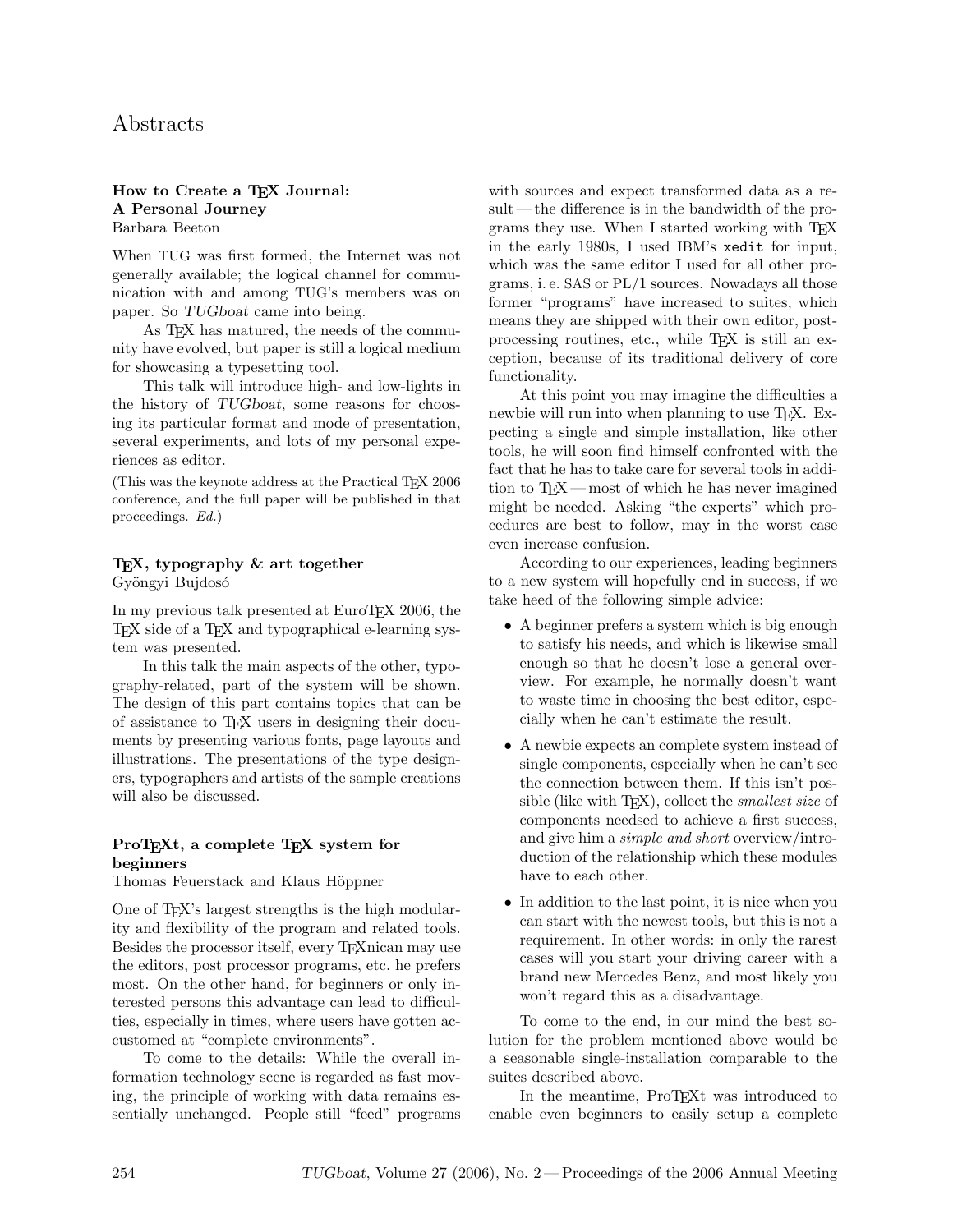# Abstracts

### How to Create a TeX Journal: A Personal Journey

Barbara Beeton

When TUG was first formed, the Internet was not generally available; the logical channel for communication with and among TUG's members was on paper. So *TUGboat* came into being.

As TeX has matured, the needs of the community have evolved, but paper is still a logical medium for showcasing a typesetting tool.

This talk will introduce high- and low-lights in the history of *TUGboat*, some reasons for choosing its particular format and mode of presentation, several experiments, and lots of my personal experiences as editor.

(This was the keynote address at the Practical TeX 2006 conference, and the full paper will be published in that proceedings. *Ed.*)

### TeX, typography & art together

Gyöngyi Bujdosó

In my previous talk presented at EuroTeX 2006, the TeX side of a TeX and typographical e-learning system was presented.

In this talk the main aspects of the other, typography-related, part of the system will be shown. The design of this part contains topics that can be of assistance to TeX users in designing their documents by presenting various fonts, page layouts and illustrations. The presentations of the type designers, typographers and artists of the sample creations will also be discussed.

### ProTeXt, a complete TeX system for beginners

Thomas Feuerstack and Klaus Höppner

One of TeX's largest strengths is the high modularity and flexibility of the program and related tools. Besides the processor itself, every TeXnican may use the editors, post processor programs, etc. he prefers most. On the other hand, for beginners or only interested persons this advantage can lead to difficulties, especially in times, where users have gotten accustomed at "complete environments".

To come to the details: While the overall information technology scene is regarded as fast moving, the principle of working with data remains essentially unchanged. People still "feed" programs with sources and expect transformed data as a result — the difference is in the bandwidth of the programs they use. When I started working with TeX in the early 1980s, I used IBM's `xedit` for input, which was the same editor I used for all other programs, i. e. SAS or PL/1 sources. Nowadays all those former "programs" have increased to suites, which means they are shipped with their own editor, postprocessing routines, etc., while TeX is still an exception, because of its traditional delivery of core functionality.

At this point you may imagine the difficulties a newbie will run into when planning to use TeX. Expecting a single and simple installation, like other tools, he will soon find himself confronted with the fact that he has to take care for several tools in addition to TeX — most of which he has never imagined might be needed. Asking "the experts" which procedures are best to follow, may in the worst case even increase confusion.

According to our experiences, leading beginners to a new system will hopefully end in success, if we take heed of the following simple advice:

- A beginner prefers a system which is big enough to satisfy his needs, and which is likewise small enough so that he doesn't lose a general overview. For example, he normally doesn't want to waste time in choosing the best editor, especially when he can't estimate the result.
- A newbie expects an complete system instead of single components, especially when he can't see the connection between them. If this isn't possible (like with TeX), collect the *smallest size* of components needsed to achieve a first success, and give him a *simple and short* overview/introduction of the relationship which these modules have to each other.
- In addition to the last point, it is nice when you can start with the newest tools, but this is not a requirement. In other words: in only the rarest cases will you start your driving career with a brand new Mercedes Benz, and most likely you won't regard this as a disadvantage.

To come to the end, in our mind the best solution for the problem mentioned above would be a seasonable single-installation comparable to the suites described above.

In the meantime, ProTeXt was introduced to enable even beginners to easily setup a complete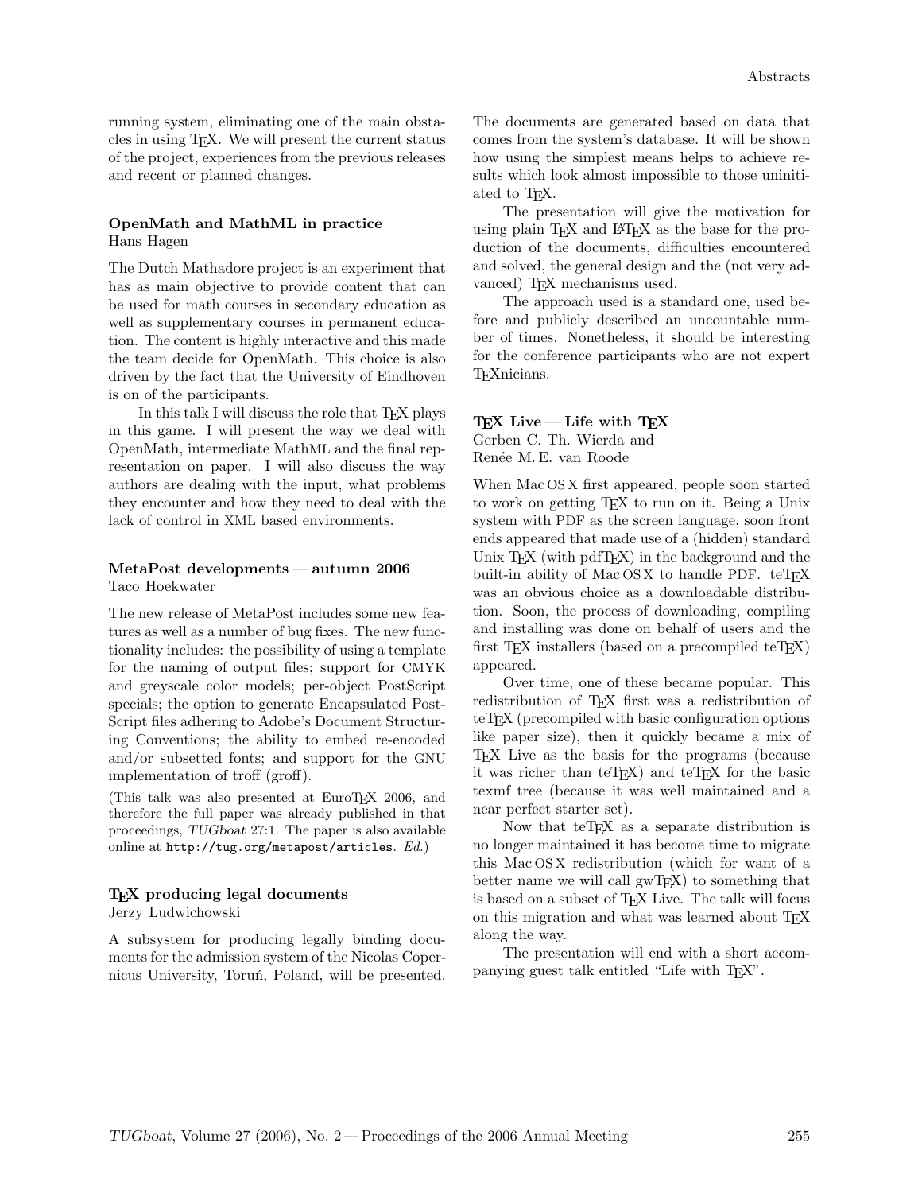running system, eliminating one of the main obstacles in using TeX. We will present the current status of the project, experiences from the previous releases and recent or planned changes.

### OpenMath and MathML in practice

Hans Hagen

The Dutch Mathadore project is an experiment that has as main objective to provide content that can be used for math courses in secondary education as well as supplementary courses in permanent education. The content is highly interactive and this made the team decide for OpenMath. This choice is also driven by the fact that the University of Eindhoven is on of the participants.

In this talk I will discuss the role that TeX plays in this game. I will present the way we deal with OpenMath, intermediate MathML and the final representation on paper. I will also discuss the way authors are dealing with the input, what problems they encounter and how they need to deal with the lack of control in XML based environments.

### MetaPost developments — autumn 2006

Taco Hoekwater

The new release of MetaPost includes some new features as well as a number of bug fixes. The new functionality includes: the possibility of using a template for the naming of output files; support for CMYK and greyscale color models; per-object PostScript specials; the option to generate Encapsulated PostScript files adhering to Adobe's Document Structuring Conventions; the ability to embed re-encoded and/or subsetted fonts; and support for the GNU implementation of troff (groff).

(This talk was also presented at EuroTeX 2006, and therefore the full paper was already published in that proceedings, *TUGboat* 27:1. The paper is also available online at `http://tug.org/metapost/articles`. *Ed.*)

### TeX producing legal documents

Jerzy Ludwichowski

A subsystem for producing legally binding documents for the admission system of the Nicolas Copernicus University, Toruń, Poland, will be presented. The documents are generated based on data that comes from the system's database. It will be shown how using the simplest means helps to achieve results which look almost impossible to those uninitiated to TeX.

The presentation will give the motivation for using plain TeX and LaTeX as the base for the production of the documents, difficulties encountered and solved, the general design and the (not very advanced) TeX mechanisms used.

The approach used is a standard one, used before and publicly described an uncountable number of times. Nonetheless, it should be interesting for the conference participants who are not expert TeXnicians.

### TeX Live — Life with TeX

Gerben C. Th. Wierda and
Renée M. E. van Roode

When Mac OS X first appeared, people soon started to work on getting TeX to run on it. Being a Unix system with PDF as the screen language, soon front ends appeared that made use of a (hidden) standard Unix TeX (with pdfTeX) in the background and the built-in ability of Mac OS X to handle PDF. teTeX was an obvious choice as a downloadable distribution. Soon, the process of downloading, compiling and installing was done on behalf of users and the first TeX installers (based on a precompiled teTeX) appeared.

Over time, one of these became popular. This redistribution of TeX first was a redistribution of teTeX (precompiled with basic configuration options like paper size), then it quickly became a mix of TeX Live as the basis for the programs (because it was richer than teTeX) and teTeX for the basic texmf tree (because it was well maintained and a near perfect starter set).

Now that teTeX as a separate distribution is no longer maintained it has become time to migrate this Mac OS X redistribution (which for want of a better name we will call gwTeX) to something that is based on a subset of TeX Live. The talk will focus on this migration and what was learned about TeX along the way.

The presentation will end with a short accompanying guest talk entitled "Life with TeX".